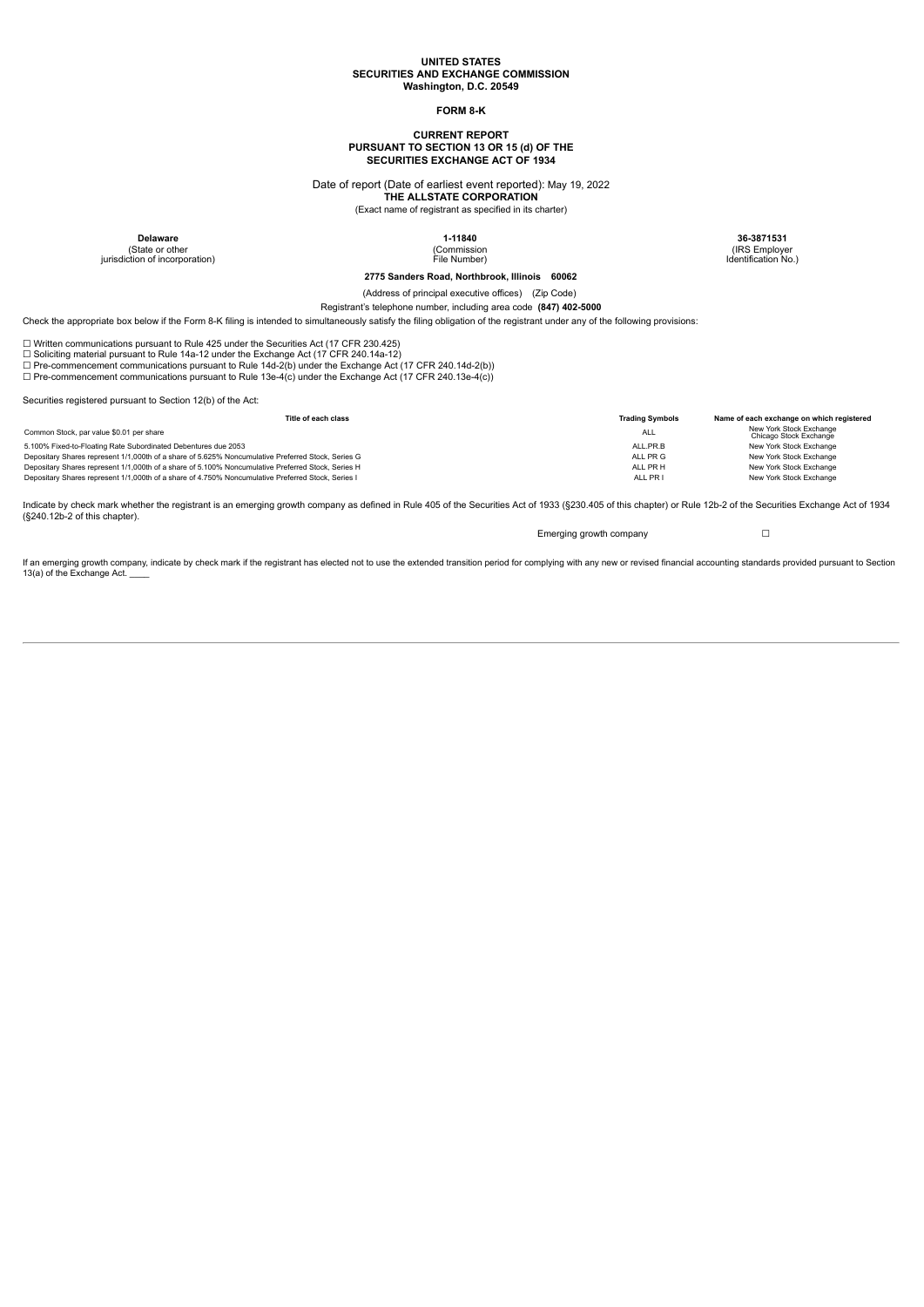**UNITED STATES**
**SECURITIES AND EXCHANGE COMMISSION**
**Washington, D.C. 20549**

# FORM 8-K

**CURRENT REPORT**
**PURSUANT TO SECTION 13 OR 15 (d) OF THE**
**SECURITIES EXCHANGE ACT OF 1934**

Date of report (Date of earliest event reported): May 19, 2022

**THE ALLSTATE CORPORATION**

(Exact name of registrant as specified in its charter)

| **Delaware** | **1-11840** | **36-3871531** |
|---|---|---|
| (State or other jurisdiction of incorporation) | (Commission File Number) | (IRS Employer Identification No.) |

**2775 Sanders Road, Northbrook, Illinois 60062**

(Address of principal executive offices) (Zip Code)

Registrant's telephone number, including area code **(847) 402-5000**

Check the appropriate box below if the Form 8-K filing is intended to simultaneously satisfy the filing obligation of the registrant under any of the following provisions:

☐ Written communications pursuant to Rule 425 under the Securities Act (17 CFR 230.425)
☐ Soliciting material pursuant to Rule 14a-12 under the Exchange Act (17 CFR 240.14a-12)
☐ Pre-commencement communications pursuant to Rule 14d-2(b) under the Exchange Act (17 CFR 240.14d-2(b))
☐ Pre-commencement communications pursuant to Rule 13e-4(c) under the Exchange Act (17 CFR 240.13e-4(c))

Securities registered pursuant to Section 12(b) of the Act:

| Title of each class | Trading Symbols | Name of each exchange on which registered |
|---|---|---|
| Common Stock, par value $0.01 per share | ALL | New York Stock Exchange Chicago Stock Exchange |
| 5.100% Fixed-to-Floating Rate Subordinated Debentures due 2053 | ALL.PR.B | New York Stock Exchange |
| Depositary Shares represent 1/1,000th of a share of 5.625% Noncumulative Preferred Stock, Series G | ALL PR G | New York Stock Exchange |
| Depositary Shares represent 1/1,000th of a share of 5.100% Noncumulative Preferred Stock, Series H | ALL PR H | New York Stock Exchange |
| Depositary Shares represent 1/1,000th of a share of 4.750% Noncumulative Preferred Stock, Series I | ALL PR I | New York Stock Exchange |

Indicate by check mark whether the registrant is an emerging growth company as defined in Rule 405 of the Securities Act of 1933 (§230.405 of this chapter) or Rule 12b-2 of the Securities Exchange Act of 1934 (§240.12b-2 of this chapter).

Emerging growth company ☐

If an emerging growth company, indicate by check mark if the registrant has elected not to use the extended transition period for complying with any new or revised financial accounting standards provided pursuant to Section 13(a) of the Exchange Act. ____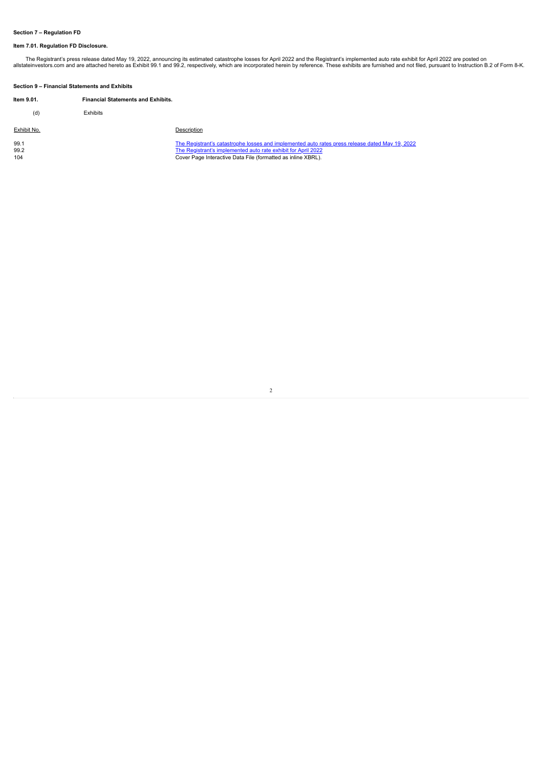**Section 7 – Regulation FD**

**Item 7.01. Regulation FD Disclosure.**

The Registrant's press release dated May 19, 2022, announcing its estimated catastrophe losses for April 2022 and the Registrant's implemented auto rate exhibit for April 2022 are posted on allstateinvestors.com and are attached hereto as Exhibit 99.1 and 99.2, respectively, which are incorporated herein by reference. These exhibits are furnished and not filed, pursuant to Instruction B.2 of Form 8-K.

**Section 9 – Financial Statements and Exhibits**

**Item 9.01. Financial Statements and Exhibits.**

(d) Exhibits

| Exhibit No. | Description |
| --- | --- |
| 99.1 | The Registrant's catastrophe losses and implemented auto rates press release dated May 19, 2022 |
| 99.2 | The Registrant's implemented auto rate exhibit for April 2022 |
| 104 | Cover Page Interactive Data File (formatted as inline XBRL). |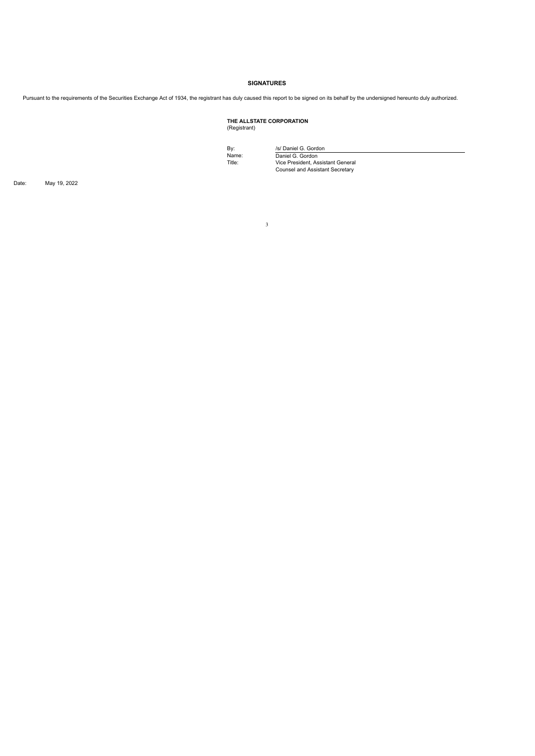## SIGNATURES

Pursuant to the requirements of the Securities Exchange Act of 1934, the registrant has duly caused this report to be signed on its behalf by the undersigned hereunto duly authorized.

**THE ALLSTATE CORPORATION**
(Registrant)

| | |
|---|---|
| By: | /s/ Daniel G. Gordon |
| Name: | Daniel G. Gordon |
| Title: | Vice President, Assistant General Counsel and Assistant Secretary |

Date: May 19, 2022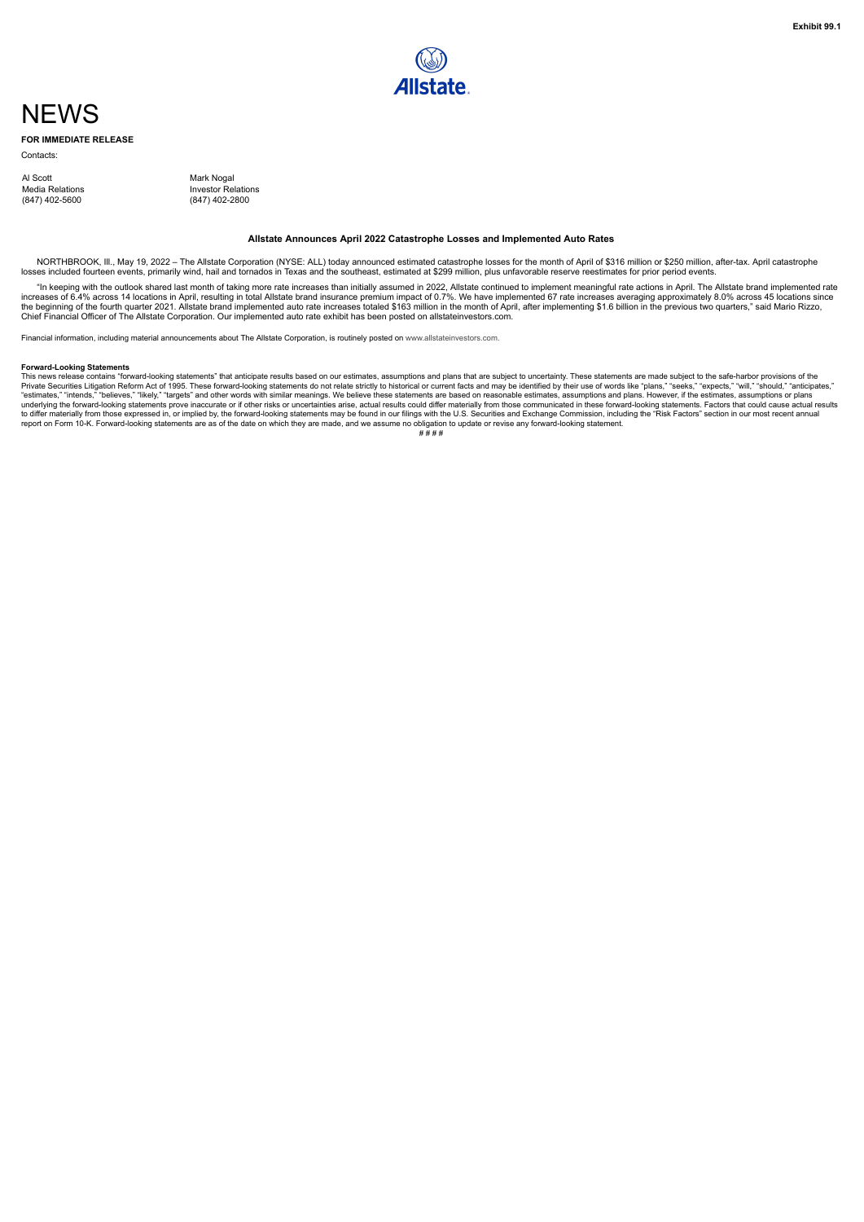Exhibit 99.1

# NEWS

**FOR IMMEDIATE RELEASE**

Contacts:

| Al Scott | Mark Nogal |
|---|---|
| Media Relations | Investor Relations |
| (847) 402-5600 | (847) 402-2800 |

### Allstate Announces April 2022 Catastrophe Losses and Implemented Auto Rates

NORTHBROOK, Ill., May 19, 2022 – The Allstate Corporation (NYSE: ALL) today announced estimated catastrophe losses for the month of April of $316 million or $250 million, after-tax. April catastrophe losses included fourteen events, primarily wind, hail and tornados in Texas and the southeast, estimated at $299 million, plus unfavorable reserve reestimates for prior period events.

"In keeping with the outlook shared last month of taking more rate increases than initially assumed in 2022, Allstate continued to implement meaningful rate actions in April. The Allstate brand implemented rate increases of 6.4% across 14 locations in April, resulting in total Allstate brand insurance premium impact of 0.7%. We have implemented 67 rate increases averaging approximately 8.0% across 45 locations since the beginning of the fourth quarter 2021. Allstate brand implemented auto rate increases totaled $163 million in the month of April, after implementing $1.6 billion in the previous two quarters," said Mario Rizzo, Chief Financial Officer of The Allstate Corporation. Our implemented auto rate exhibit has been posted on allstateinvestors.com.

Financial information, including material announcements about The Allstate Corporation, is routinely posted on www.allstateinvestors.com.

**Forward-Looking Statements**

This news release contains "forward-looking statements" that anticipate results based on our estimates, assumptions and plans that are subject to uncertainty. These statements are made subject to the safe-harbor provisions of the Private Securities Litigation Reform Act of 1995. These forward-looking statements do not relate strictly to historical or current facts and may be identified by their use of words like "plans," "seeks," "expects," "will," "should," "anticipates," "estimates," "intends," "believes," "likely," "targets" and other words with similar meanings. We believe these statements are based on reasonable estimates, assumptions and plans. However, if the estimates, assumptions or plans underlying the forward-looking statements prove inaccurate or if other risks or uncertainties arise, actual results could differ materially from those communicated in these forward-looking statements. Factors that could cause actual results to differ materially from those expressed in, or implied by, the forward-looking statements may be found in our filings with the U.S. Securities and Exchange Commission, including the "Risk Factors" section in our most recent annual report on Form 10-K. Forward-looking statements are as of the date on which they are made, and we assume no obligation to update or revise any forward-looking statement.

# # # #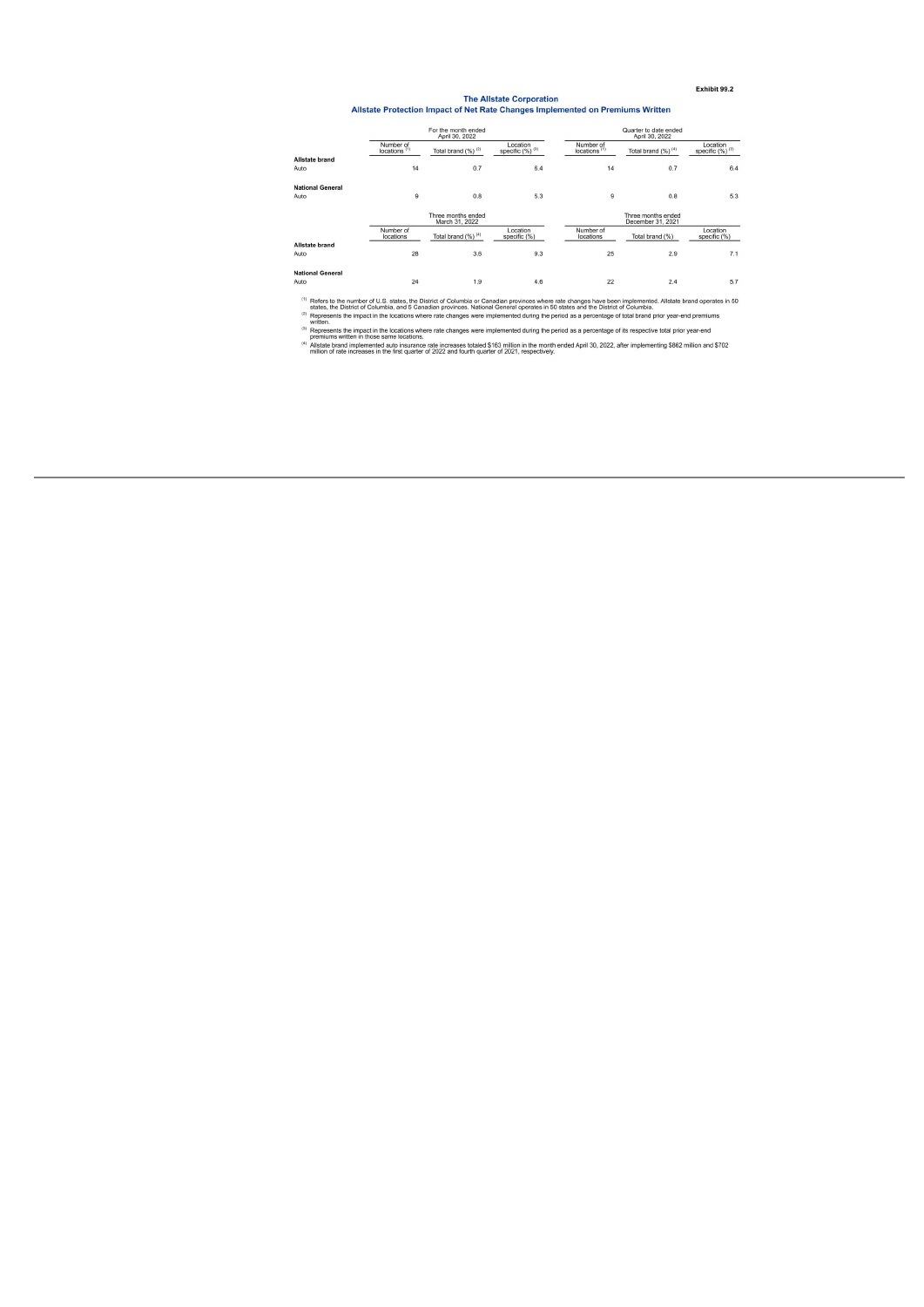Exhibit 99.2

## The Allstate Corporation
## Allstate Protection Impact of Net Rate Changes Implemented on Premiums Written

| | For the month ended April 30, 2022 | | | Quarter to date ended April 30, 2022 | | |
|---|---|---|---|---|---|---|
| | Number of locations [1] | Total brand (%) [2] | Location specific (%) [3] | Number of locations [1] | Total brand (%) [4] | Location specific (%) [3] |
| **Allstate brand** | | | | | | |
| Auto | 14 | 0.7 | 6.4 | 14 | 0.7 | 6.4 |
| **National General** | | | | | | |
| Auto | 9 | 0.8 | 5.3 | 9 | 0.8 | 5.3 |

| | Three months ended March 31, 2022 | | | Three months ended December 31, 2021 | | |
|---|---|---|---|---|---|---|
| | Number of locations | Total brand (%) [4] | Location specific (%) | Number of locations | Total brand (%) | Location specific (%) |
| **Allstate brand** | | | | | | |
| Auto | 28 | 3.6 | 9.3 | 25 | 2.9 | 7.1 |
| **National General** | | | | | | |
| Auto | 24 | 1.9 | 4.6 | 22 | 2.4 | 5.7 |

[1] Refers to the number of U.S. states, the District of Columbia or Canadian provinces where rate changes have been implemented. Allstate brand operates in 50 states, the District of Columbia, and 5 Canadian provinces. National General operates in 50 states and the District of Columbia.

[2] Represents the impact in the locations where rate changes were implemented during the period as a percentage of total brand prior year-end premiums written.

[3] Represents the impact in the locations where rate changes were implemented during the period as a percentage of its respective total prior year-end premiums written in those same locations.

[4] Allstate brand implemented auto insurance rate increases totaled $163 million in the month ended April 30, 2022, after implementing $862 million and $702 million of rate increases in the first quarter of 2022 and fourth quarter of 2021, respectively.